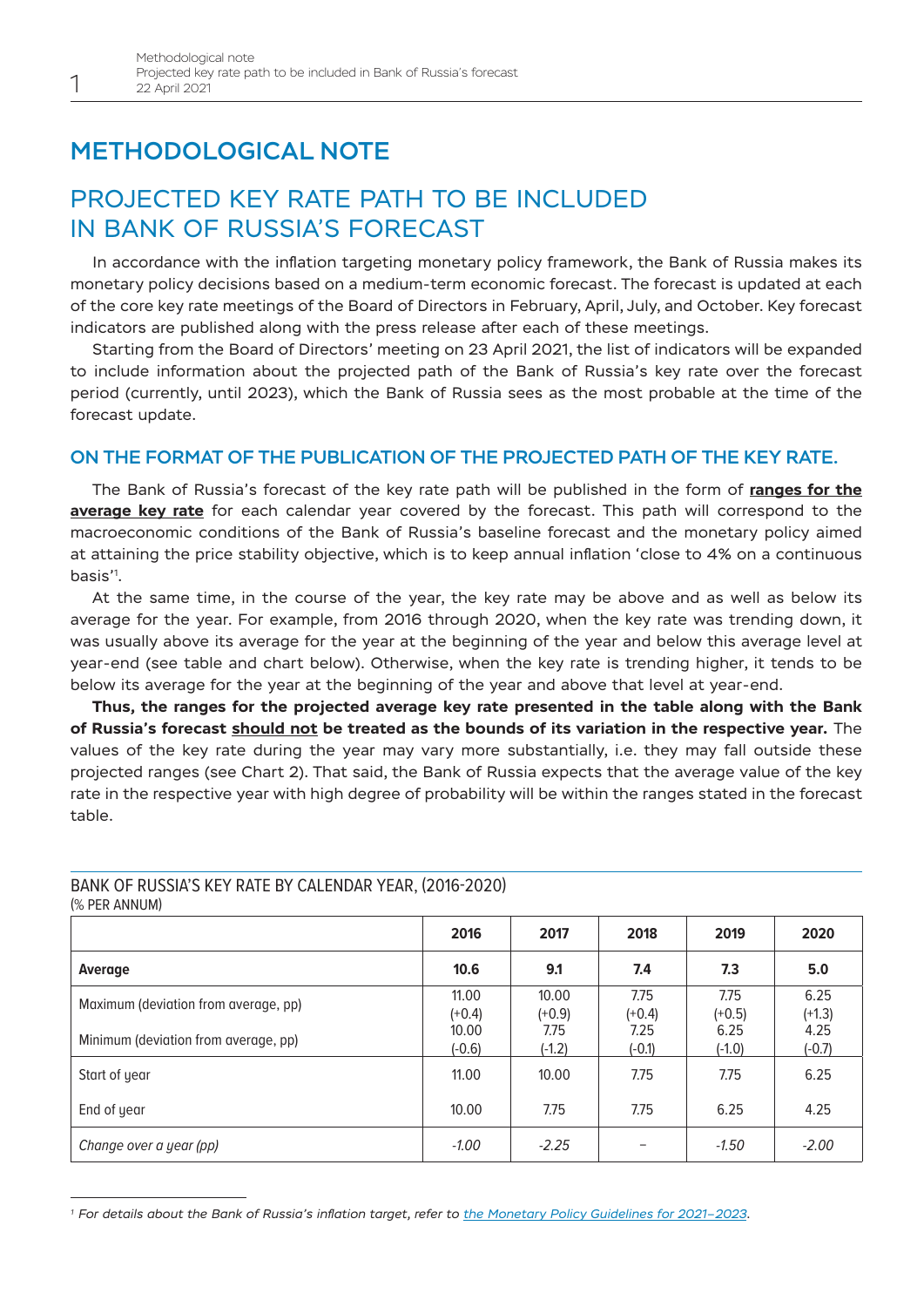# METHODOLOGICAL NOTE

## PROJECTED KEY RATE PATH TO BE INCLUDED IN BANK OF RUSSIA'S FORECAST

In accordance with the inflation targeting monetary policy framework, the Bank of Russia makes its monetary policy decisions based on a medium-term economic forecast. The forecast is updated at each of the core key rate meetings of the Board of Directors in February, April, July, and October. Key forecast indicators are published along with the press release after each of these meetings.

Starting from the Board of Directors' meeting on 23 April 2021, the list of indicators will be expanded to include information about the projected path of the Bank of Russia's key rate over the forecast period (currently, until 2023), which the Bank of Russia sees as the most probable at the time of the forecast update.

### ON THE FORMAT OF THE PUBLICATION OF THE PROJECTED PATH OF THE KEY RATE.

The Bank of Russia's forecast of the key rate path will be published in the form of **ranges for the average key rate** for each calendar year covered by the forecast. This path will correspond to the macroeconomic conditions of the Bank of Russia's baseline forecast and the monetary policy aimed at attaining the price stability objective, which is to keep annual inflation 'close to 4% on a continuous basis'[1].

At the same time, in the course of the year, the key rate may be above and as well as below its average for the year. For example, from 2016 through 2020, when the key rate was trending down, it was usually above its average for the year at the beginning of the year and below this average level at year-end (see table and chart below). Otherwise, when the key rate is trending higher, it tends to be below its average for the year at the beginning of the year and above that level at year-end.

**Thus, the ranges for the projected average key rate presented in the table along with the Bank of Russia's forecast should not be treated as the bounds of its variation in the respective year.** The values of the key rate during the year may vary more substantially, i.e. they may fall outside these projected ranges (see Chart 2). That said, the Bank of Russia expects that the average value of the key rate in the respective year with high degree of probability will be within the ranges stated in the forecast table.

BANK OF RUSSIA'S KEY RATE BY CALENDAR YEAR, (2016-2020)
(% PER ANNUM)

| | 2016 | 2017 | 2018 | 2019 | 2020 |
|---|---|---|---|---|---|
| **Average** | **10.6** | **9.1** | **7.4** | **7.3** | **5.0** |
| Maximum (deviation from average, pp) | 11.00 (+0.4) | 10.00 (+0.9) | 7.75 (+0.4) | 7.75 (+0.5) | 6.25 (+1.3) |
| Minimum (deviation from average, pp) | 10.00 (-0.6) | 7.75 (-1.2) | 7.25 (-0.1) | 6.25 (-1.0) | 4.25 (-0.7) |
| Start of year | 11.00 | 10.00 | 7.75 | 7.75 | 6.25 |
| End of year | 10.00 | 7.75 | 7.75 | 6.25 | 4.25 |
| *Change over a year (pp)* | *-1.00* | *-2.25* | – | *-1.50* | *-2.00* |

[1] *For details about the Bank of Russia's inflation target, refer to the Monetary Policy Guidelines for 2021–2023.*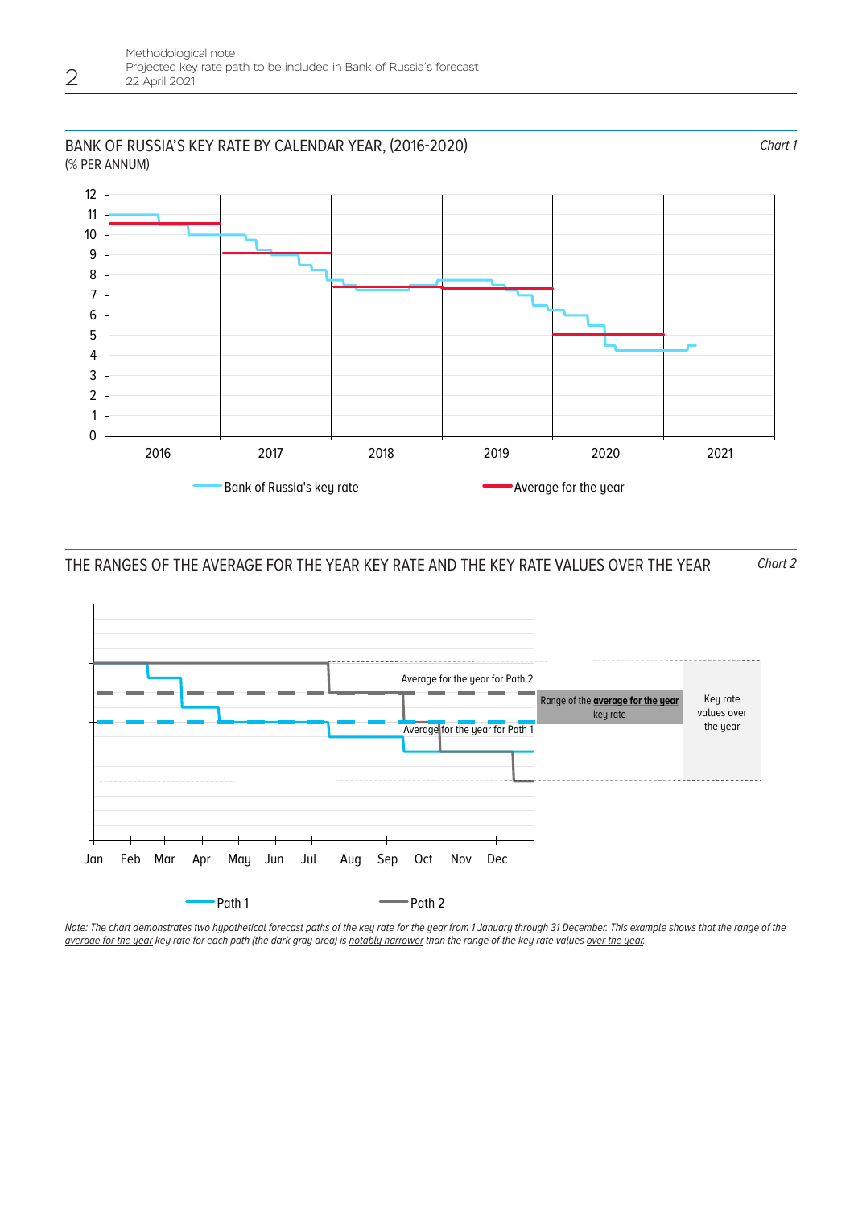## BANK OF RUSSIA'S KEY RATE BY CALENDAR YEAR, (2016-2020)

(% PER ANNUM)

*Chart 1*

Bank of Russia's key rate — Average for the year

## THE RANGES OF THE AVERAGE FOR THE YEAR KEY RATE AND THE KEY RATE VALUES OVER THE YEAR

*Chart 2*

Average for the year for Path 2

Average for the year for Path 1

Range of the **average for the year** key rate

Key rate values over the year

Jan Feb Mar Apr May Jun Jul Aug Sep Oct Nov Dec

Path 1 — Path 2

*Note: The chart demonstrates two hypothetical forecast paths of the key rate for the year from 1 January through 31 December. This example shows that the range of the average for the year key rate for each path (the dark gray area) is notably narrower than the range of the key rate values over the year.*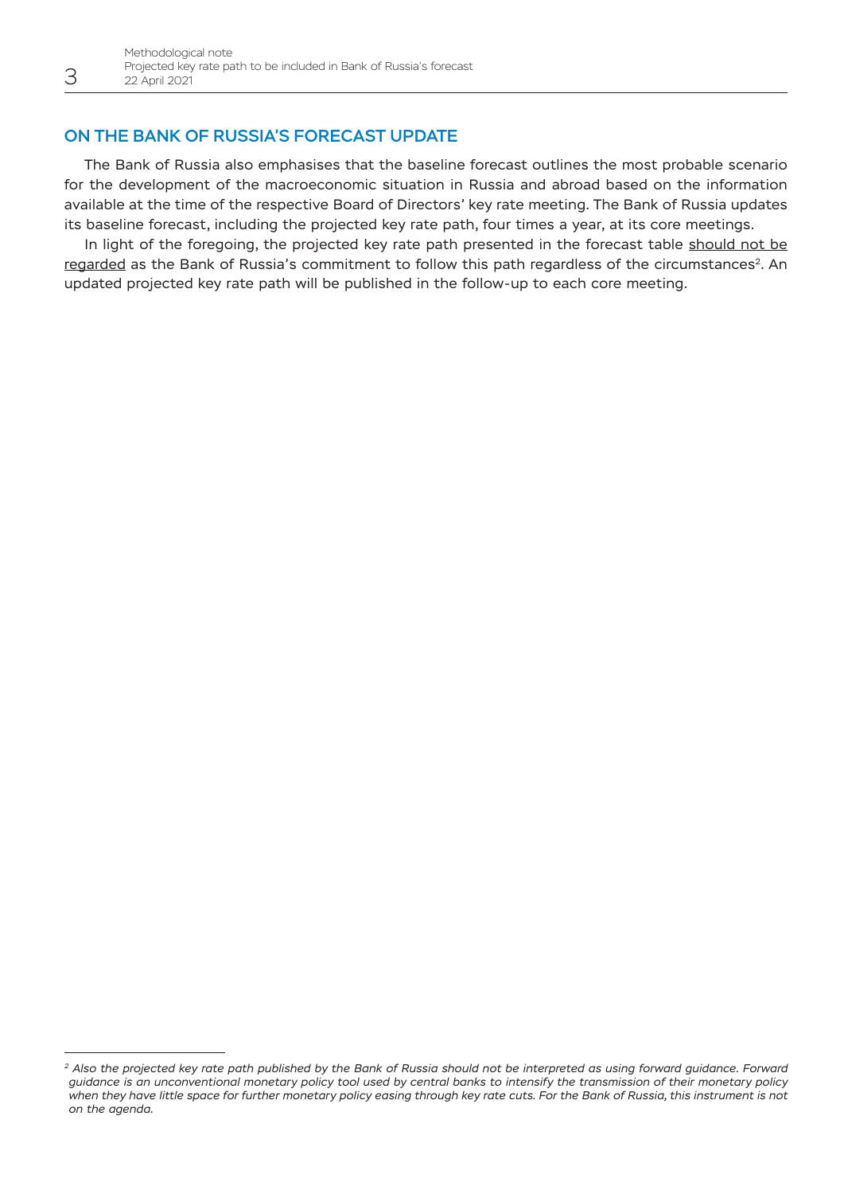## ON THE BANK OF RUSSIA'S FORECAST UPDATE

The Bank of Russia also emphasises that the baseline forecast outlines the most probable scenario for the development of the macroeconomic situation in Russia and abroad based on the information available at the time of the respective Board of Directors' key rate meeting. The Bank of Russia updates its baseline forecast, including the projected key rate path, four times a year, at its core meetings.

In light of the foregoing, the projected key rate path presented in the forecast table should not be regarded as the Bank of Russia's commitment to follow this path regardless of the circumstances[2]. An updated projected key rate path will be published in the follow-up to each core meeting.

---

[2] *Also the projected key rate path published by the Bank of Russia should not be interpreted as using forward guidance. Forward guidance is an unconventional monetary policy tool used by central banks to intensify the transmission of their monetary policy when they have little space for further monetary policy easing through key rate cuts. For the Bank of Russia, this instrument is not on the agenda.*